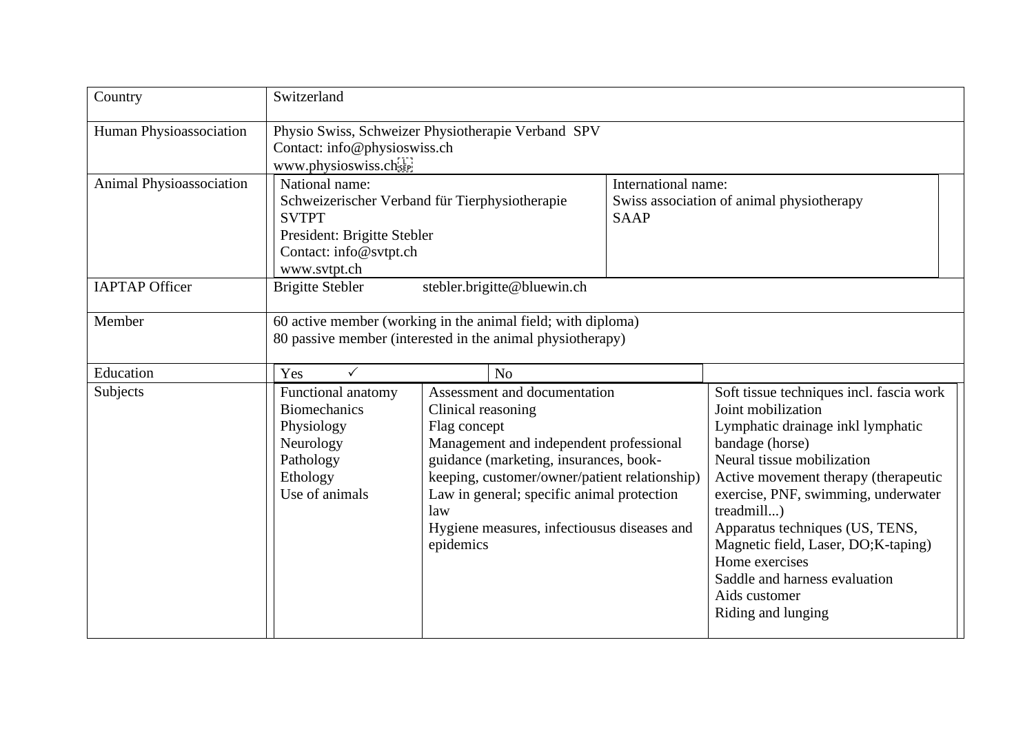| Country | Switzerland | | | |
|---|---|---|---|---|
| Human Physioassociation | Physio Swiss, Schweizer Physiotherapie Verband SPV<br>Contact: info@physioswiss.ch<br>www.physioswiss.ch | | | |
| Animal Physioassociation | National name:<br>Schweizerischer Verband für Tierphysiotherapie<br>SVTPT<br>President: Brigitte Stebler<br>Contact: info@svtpt.ch<br>www.svtpt.ch | | International name:<br>Swiss association of animal physiotherapy<br>SAAP | |
| IAPTAP Officer | Brigitte Stebler stebler.brigitte@bluewin.ch | | | |
| Member | 60 active member (working in the animal field; with diploma)<br>80 passive member (interested in the animal physiotherapy) | | | |
| Education | Yes ✓ | No | | |
| Subjects | Functional anatomy<br>Biomechanics<br>Physiology<br>Neurology<br>Pathology<br>Ethology<br>Use of animals | Assessment and documentation<br>Clinical reasoning<br>Flag concept<br>Management and independent professional guidance (marketing, insurances, book-keeping, customer/owner/patient relationship)<br>Law in general; specific animal protection law<br>Hygiene measures, infectiousus diseases and epidemics | | Soft tissue techniques incl. fascia work<br>Joint mobilization<br>Lymphatic drainage inkl lymphatic bandage (horse)<br>Neural tissue mobilization<br>Active movement therapy (therapeutic exercise, PNF, swimming, underwater treadmill...)<br>Apparatus techniques (US, TENS, Magnetic field, Laser, DO;K-taping)<br>Home exercises<br>Saddle and harness evaluation<br>Aids customer<br>Riding and lunging |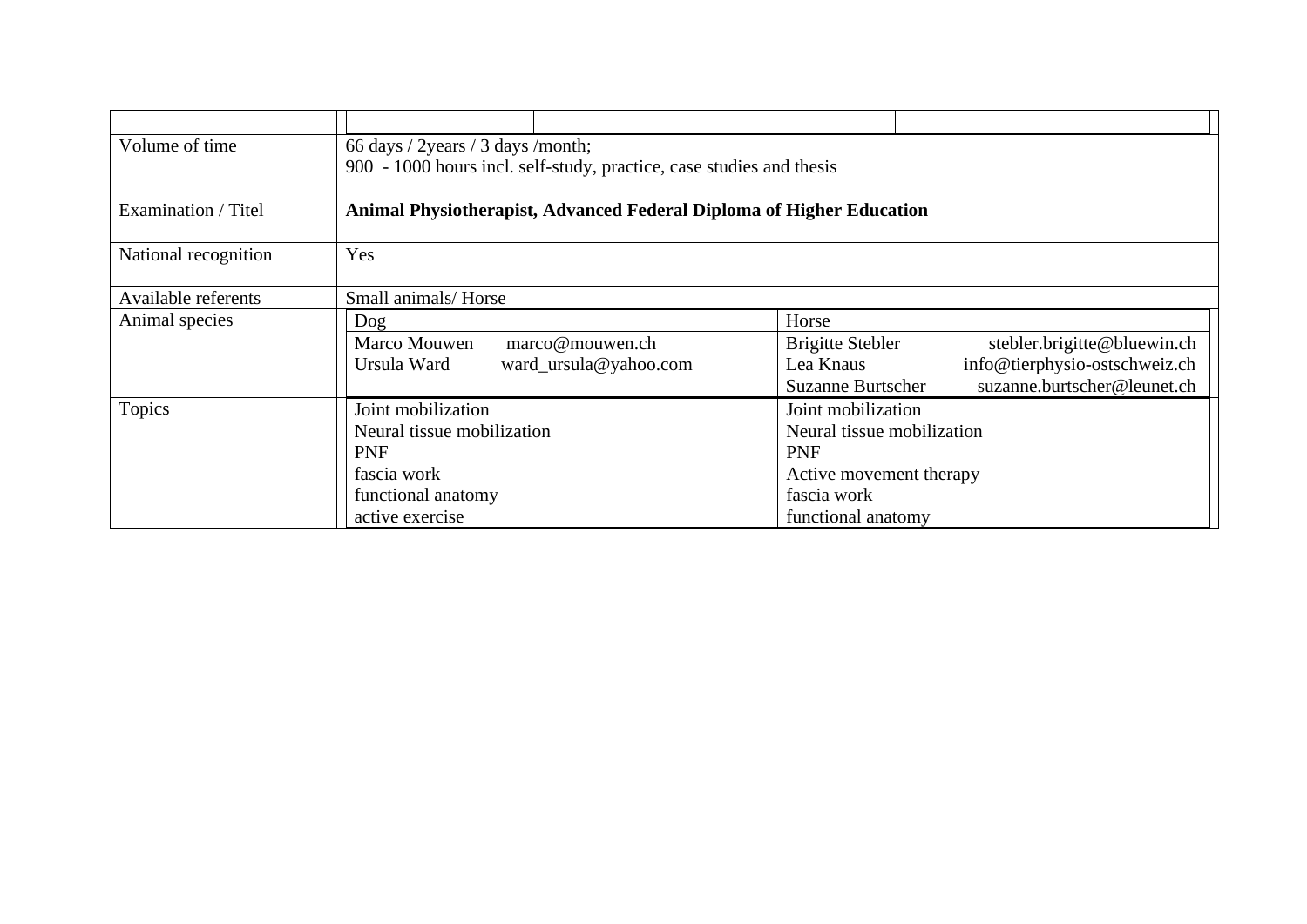| | | | |
|---|---|---|---|
| | | | |
| Volume of time | 66 days / 2years / 3 days /month;<br>900 - 1000 hours incl. self-study, practice, case studies and thesis | | |
| Examination / Titel | **Animal Physiotherapist, Advanced Federal Diploma of Higher Education** | | |
| National recognition | Yes | | |
| Available referents | Small animals/ Horse | | |
| Animal species | Dog | Horse | |
| | Marco Mouwen marco@mouwen.ch<br>Ursula Ward ward_ursula@yahoo.com | Brigitte Stebler stebler.brigitte@bluewin.ch<br>Lea Knaus info@tierphysio-ostschweiz.ch<br>Suzanne Burtscher suzanne.burtscher@leunet.ch | |
| Topics | Joint mobilization<br>Neural tissue mobilization<br>PNF<br>fascia work<br>functional anatomy<br>active exercise | Joint mobilization<br>Neural tissue mobilization<br>PNF<br>Active movement therapy<br>fascia work<br>functional anatomy | |